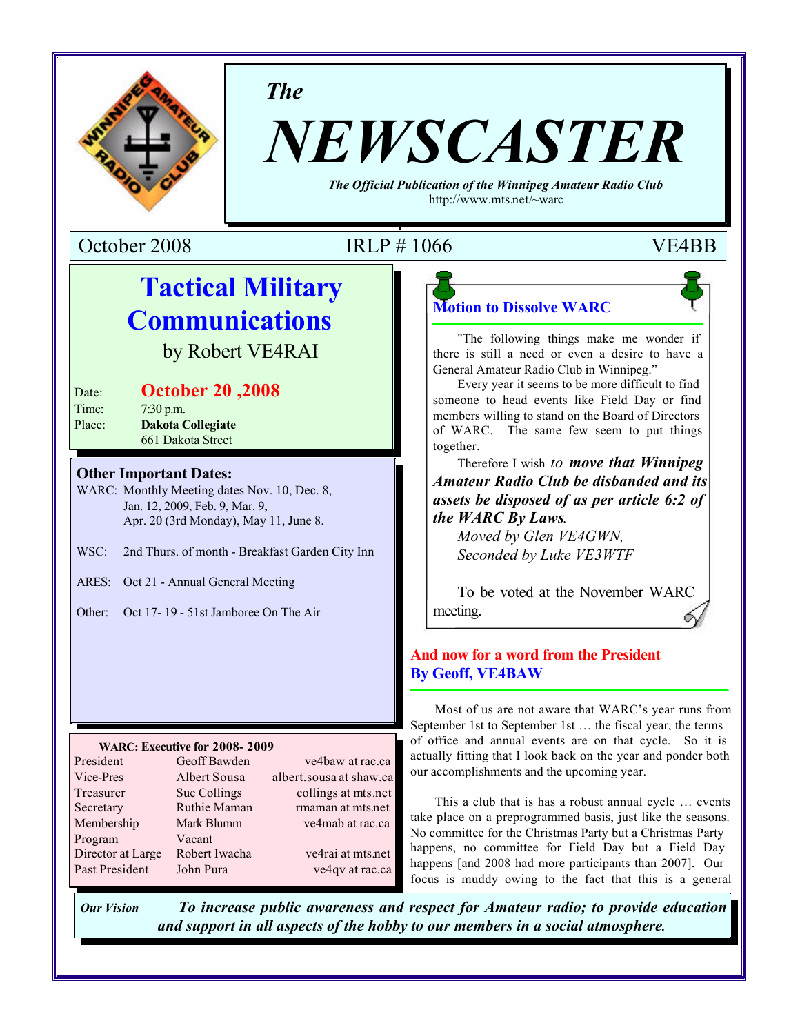# The NEWSCASTER

*The Official Publication of the Winnipeg Amateur Radio Club*
http://www.mts.net/~warc

October 2008 | IRLP # 1066 | VE4BB

## Tactical Military Communications

by Robert VE4RAI

Date: **October 20 ,2008**
Time: 7:30 p.m.
Place: **Dakota Collegiate**
661 Dakota Street

### Other Important Dates:

WARC: Monthly Meeting dates Nov. 10, Dec. 8, Jan. 12, 2009, Feb. 9, Mar. 9, Apr. 20 (3rd Monday), May 11, June 8.

WSC: 2nd Thurs. of month - Breakfast Garden City Inn

ARES: Oct 21 - Annual General Meeting

Other: Oct 17- 19 - 51st Jamboree On The Air

**WARC: Executive for 2008- 2009**

| | | |
|---|---|---|
| President | Geoff Bawden | ve4baw at rac.ca |
| Vice-Pres | Albert Sousa | albert.sousa at shaw.ca |
| Treasurer | Sue Collings | collings at mts.net |
| Secretary | Ruthie Maman | rmaman at mts.net |
| Membership | Mark Blumm | ve4mab at rac.ca |
| Program | Vacant | |
| Director at Large | Robert Iwacha | ve4rai at mts.net |
| Past President | John Pura | ve4qv at rac.ca |

### Motion to Dissolve WARC

"The following things make me wonder if there is still a need or even a desire to have a General Amateur Radio Club in Winnipeg."

Every year it seems to be more difficult to find someone to head events like Field Day or find members willing to stand on the Board of Directors of WARC. The same few seem to put things together.

Therefore I wish *to **move that Winnipeg Amateur Radio Club be disbanded and its assets be disposed of as per article 6:2 of the WARC By Laws**.*

*Moved by Glen VE4GWN,*
*Seconded by Luke VE3WTF*

To be voted at the November WARC meeting.

### And now for a word from the President
### By Geoff, VE4BAW

Most of us are not aware that WARC's year runs from September 1st to September 1st … the fiscal year, the terms of office and annual events are on that cycle. So it is actually fitting that I look back on the year and ponder both our accomplishments and the upcoming year.

This a club that is has a robust annual cycle … events take place on a preprogrammed basis, just like the seasons. No committee for the Christmas Party but a Christmas Party happens, no committee for Field Day but a Field Day happens [and 2008 had more participants than 2007]. Our focus is muddy owing to the fact that this is a general

*Our Vision* ***To increase public awareness and respect for Amateur radio; to provide education and support in all aspects of the hobby to our members in a social atmosphere.***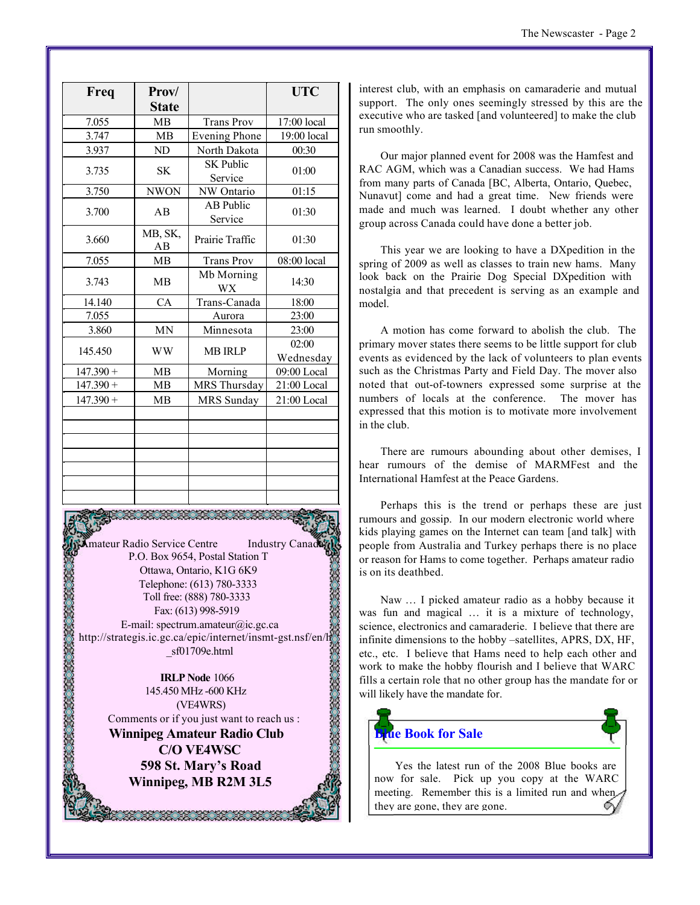| Freq | Prov/ State | | UTC |
|---|---|---|---|
| 7.055 | MB | Trans Prov | 17:00 local |
| 3.747 | MB | Evening Phone | 19:00 local |
| 3.937 | ND | North Dakota | 00:30 |
| 3.735 | SK | SK Public Service | 01:00 |
| 3.750 | NWON | NW Ontario | 01:15 |
| 3.700 | AB | AB Public Service | 01:30 |
| 3.660 | MB, SK, AB | Prairie Traffic | 01:30 |
| 7.055 | MB | Trans Prov | 08:00 local |
| 3.743 | MB | Mb Morning WX | 14:30 |
| 14.140 | CA | Trans-Canada | 18:00 |
| 7.055 | | Aurora | 23:00 |
| 3.860 | MN | Minnesota | 23:00 |
| 145.450 | WW | MB IRLP | 02:00 Wednesday |
| 147.390 + | MB | Morning | 09:00 Local |
| 147.390 + | MB | MRS Thursday | 21:00 Local |
| 147.390 + | MB | MRS Sunday | 21:00 Local |

Amateur Radio Service Centre Industry Canada
P.O. Box 9654, Postal Station T
Ottawa, Ontario, K1G 6K9
Telephone: (613) 780-3333
Toll free: (888) 780-3333
Fax: (613) 998-5919
E-mail: spectrum.amateur@ic.gc.ca
http://strategis.ic.gc.ca/epic/internet/insmt-gst.nsf/en/h_sf01709e.html

**IRLP Node** 1066
145.450 MHz -600 KHz
(VE4WRS)
Comments or if you just want to reach us :
**Winnipeg Amateur Radio Club**
**C/O VE4WSC**
**598 St. Mary's Road**
**Winnipeg, MB R2M 3L5**

interest club, with an emphasis on camaraderie and mutual support. The only ones seemingly stressed by this are the executive who are tasked [and volunteered] to make the club run smoothly.

Our major planned event for 2008 was the Hamfest and RAC AGM, which was a Canadian success. We had Hams from many parts of Canada [BC, Alberta, Ontario, Quebec, Nunavut] come and had a great time. New friends were made and much was learned. I doubt whether any other group across Canada could have done a better job.

This year we are looking to have a DXpedition in the spring of 2009 as well as classes to train new hams. Many look back on the Prairie Dog Special DXpedition with nostalgia and that precedent is serving as an example and model.

A motion has come forward to abolish the club. The primary mover states there seems to be little support for club events as evidenced by the lack of volunteers to plan events such as the Christmas Party and Field Day. The mover also noted that out-of-towners expressed some surprise at the numbers of locals at the conference. The mover has expressed that this motion is to motivate more involvement in the club.

There are rumours abounding about other demises, I hear rumours of the demise of MARMFest and the International Hamfest at the Peace Gardens.

Perhaps this is the trend or perhaps these are just rumours and gossip. In our modern electronic world where kids playing games on the Internet can team [and talk] with people from Australia and Turkey perhaps there is no place or reason for Hams to come together. Perhaps amateur radio is on its deathbed.

Naw … I picked amateur radio as a hobby because it was fun and magical … it is a mixture of technology, science, electronics and camaraderie. I believe that there are infinite dimensions to the hobby –satellites, APRS, DX, HF, etc., etc. I believe that Hams need to help each other and work to make the hobby flourish and I believe that WARC fills a certain role that no other group has the mandate for or will likely have the mandate for.

## Blue Book for Sale

Yes the latest run of the 2008 Blue books are now for sale. Pick up you copy at the WARC meeting. Remember this is a limited run and when they are gone, they are gone.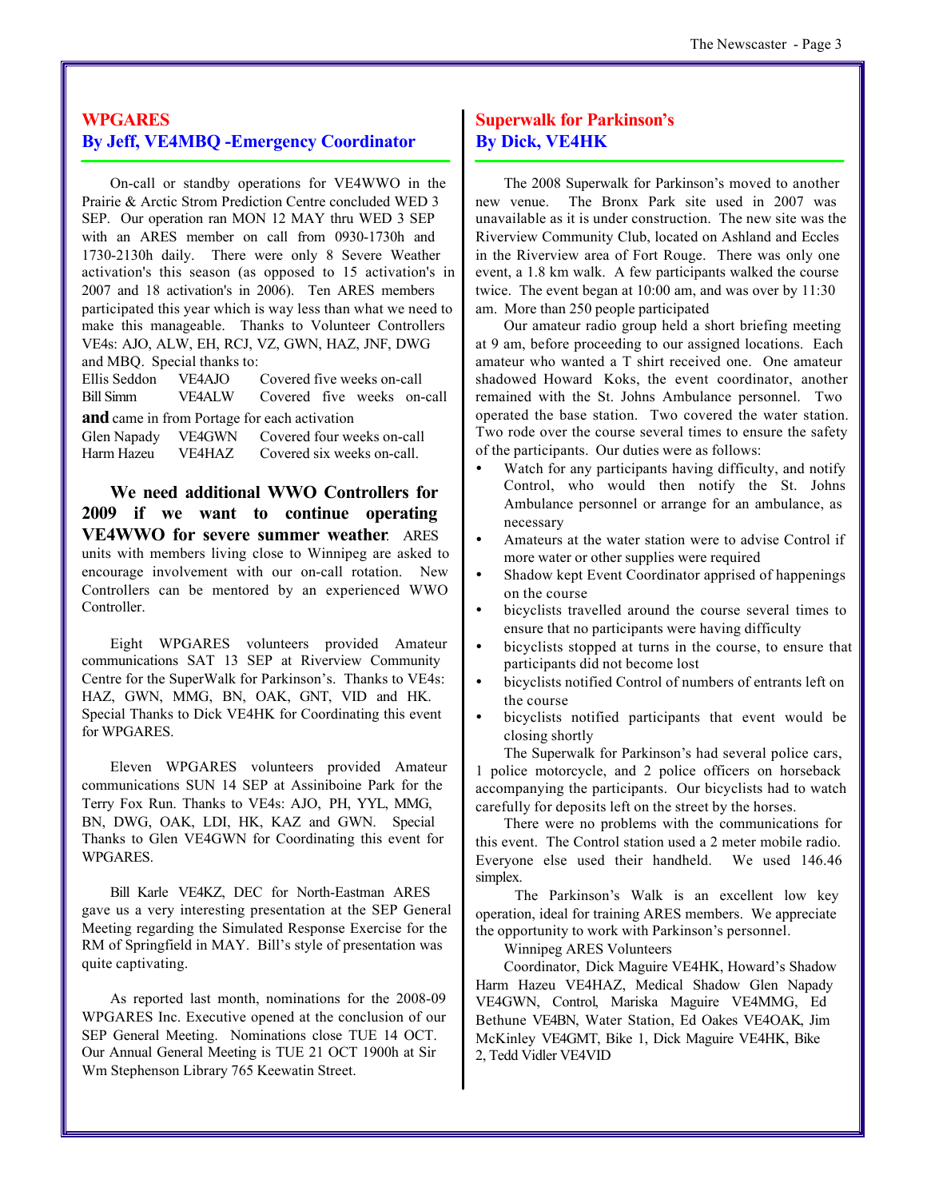## WPGARES
## By Jeff, VE4MBQ -Emergency Coordinator

On-call or standby operations for VE4WWO in the Prairie & Arctic Strom Prediction Centre concluded WED 3 SEP. Our operation ran MON 12 MAY thru WED 3 SEP with an ARES member on call from 0930-1730h and 1730-2130h daily. There were only 8 Severe Weather activation's this season (as opposed to 15 activation's in 2007 and 18 activation's in 2006). Ten ARES members participated this year which is way less than what we need to make this manageable. Thanks to Volunteer Controllers VE4s: AJO, ALW, EH, RCJ, VZ, GWN, HAZ, JNF, DWG and MBQ. Special thanks to:

| | | |
|---|---|---|
| Ellis Seddon | VE4AJO | Covered five weeks on-call |
| Bill Simm | VE4ALW | Covered five weeks on-call |

**and** came in from Portage for each activation

| | | |
|---|---|---|
| Glen Napady | VE4GWN | Covered four weeks on-call |
| Harm Hazeu | VE4HAZ | Covered six weeks on-call. |

**We need additional WWO Controllers for 2009 if we want to continue operating VE4WWO for severe summer weather**. ARES units with members living close to Winnipeg are asked to encourage involvement with our on-call rotation. New Controllers can be mentored by an experienced WWO Controller.

Eight WPGARES volunteers provided Amateur communications SAT 13 SEP at Riverview Community Centre for the SuperWalk for Parkinson's. Thanks to VE4s: HAZ, GWN, MMG, BN, OAK, GNT, VID and HK. Special Thanks to Dick VE4HK for Coordinating this event for WPGARES.

Eleven WPGARES volunteers provided Amateur communications SUN 14 SEP at Assiniboine Park for the Terry Fox Run. Thanks to VE4s: AJO, PH, YYL, MMG, BN, DWG, OAK, LDI, HK, KAZ and GWN. Special Thanks to Glen VE4GWN for Coordinating this event for WPGARES.

Bill Karle VE4KZ, DEC for North-Eastman ARES gave us a very interesting presentation at the SEP General Meeting regarding the Simulated Response Exercise for the RM of Springfield in MAY. Bill's style of presentation was quite captivating.

As reported last month, nominations for the 2008-09 WPGARES Inc. Executive opened at the conclusion of our SEP General Meeting. Nominations close TUE 14 OCT. Our Annual General Meeting is TUE 21 OCT 1900h at Sir Wm Stephenson Library 765 Keewatin Street.

## Superwalk for Parkinson's
## By Dick, VE4HK

The 2008 Superwalk for Parkinson's moved to another new venue. The Bronx Park site used in 2007 was unavailable as it is under construction. The new site was the Riverview Community Club, located on Ashland and Eccles in the Riverview area of Fort Rouge. There was only one event, a 1.8 km walk. A few participants walked the course twice. The event began at 10:00 am, and was over by 11:30 am. More than 250 people participated

Our amateur radio group held a short briefing meeting at 9 am, before proceeding to our assigned locations. Each amateur who wanted a T shirt received one. One amateur shadowed Howard Koks, the event coordinator, another remained with the St. Johns Ambulance personnel. Two operated the base station. Two covered the water station. Two rode over the course several times to ensure the safety of the participants. Our duties were as follows:

- Watch for any participants having difficulty, and notify Control, who would then notify the St. Johns Ambulance personnel or arrange for an ambulance, as necessary
- Amateurs at the water station were to advise Control if more water or other supplies were required
- Shadow kept Event Coordinator apprised of happenings on the course
- bicyclists travelled around the course several times to ensure that no participants were having difficulty
- bicyclists stopped at turns in the course, to ensure that participants did not become lost
- bicyclists notified Control of numbers of entrants left on the course
- bicyclists notified participants that event would be closing shortly

The Superwalk for Parkinson's had several police cars, 1 police motorcycle, and 2 police officers on horseback accompanying the participants. Our bicyclists had to watch carefully for deposits left on the street by the horses.

There were no problems with the communications for this event. The Control station used a 2 meter mobile radio. Everyone else used their handheld. We used 146.46 simplex.

The Parkinson's Walk is an excellent low key operation, ideal for training ARES members. We appreciate the opportunity to work with Parkinson's personnel.

Winnipeg ARES Volunteers

Coordinator, Dick Maguire VE4HK, Howard's Shadow Harm Hazeu VE4HAZ, Medical Shadow Glen Napady VE4GWN, Control, Mariska Maguire VE4MMG, Ed Bethune VE4BN, Water Station, Ed Oakes VE4OAK, Jim McKinley VE4GMT, Bike 1, Dick Maguire VE4HK, Bike 2, Tedd Vidler VE4VID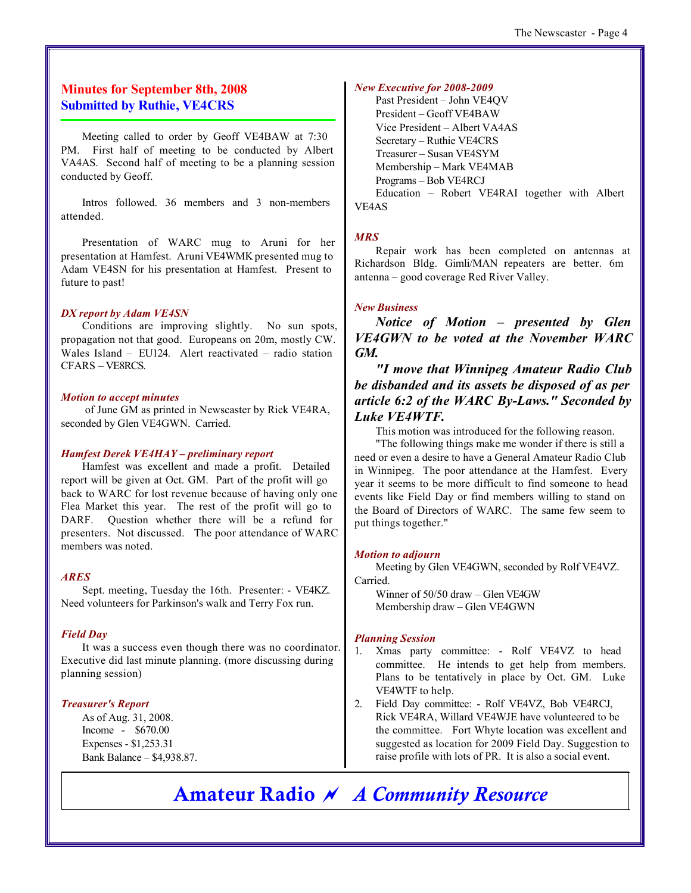## Minutes for September 8th, 2008
## Submitted by Ruthie, VE4CRS

Meeting called to order by Geoff VE4BAW at 7:30 PM. First half of meeting to be conducted by Albert VA4AS. Second half of meeting to be a planning session conducted by Geoff.

Intros followed. 36 members and 3 non-members attended.

Presentation of WARC mug to Aruni for her presentation at Hamfest. Aruni VE4WMK presented mug to Adam VE4SN for his presentation at Hamfest. Present to future to past!

***DX report by Adam VE4SN***

Conditions are improving slightly. No sun spots, propagation not that good. Europeans on 20m, mostly CW. Wales Island – EU124. Alert reactivated – radio station CFARS – VE8RCS.

***Motion to accept minutes***

of June GM as printed in Newscaster by Rick VE4RA, seconded by Glen VE4GWN. Carried.

***Hamfest Derek VE4HAY – preliminary report***

Hamfest was excellent and made a profit. Detailed report will be given at Oct. GM. Part of the profit will go back to WARC for lost revenue because of having only one Flea Market this year. The rest of the profit will go to DARF. Question whether there will be a refund for presenters. Not discussed. The poor attendance of WARC members was noted.

***ARES***

Sept. meeting, Tuesday the 16th. Presenter: - VE4KZ. Need volunteers for Parkinson's walk and Terry Fox run.

***Field Day***

It was a success even though there was no coordinator. Executive did last minute planning. (more discussing during planning session)

***Treasurer's Report***

As of Aug. 31, 2008.
Income - $670.00
Expenses - $1,253.31
Bank Balance – $4,938.87.

***New Executive for 2008-2009***

Past President – John VE4QV
President – Geoff VE4BAW
Vice President – Albert VA4AS
Secretary – Ruthie VE4CRS
Treasurer – Susan VE4SYM
Membership – Mark VE4MAB
Programs – Bob VE4RCJ
Education – Robert VE4RAI together with Albert VE4AS

***MRS***

Repair work has been completed on antennas at Richardson Bldg. Gimli/MAN repeaters are better. 6m antenna – good coverage Red River Valley.

***New Business***

***Notice of Motion – presented by Glen VE4GWN to be voted at the November WARC GM.***

***"I move that Winnipeg Amateur Radio Club be disbanded and its assets be disposed of as per article 6:2 of the WARC By-Laws." Seconded by Luke VE4WTF.***

This motion was introduced for the following reason.

"The following things make me wonder if there is still a need or even a desire to have a General Amateur Radio Club in Winnipeg. The poor attendance at the Hamfest. Every year it seems to be more difficult to find someone to head events like Field Day or find members willing to stand on the Board of Directors of WARC. The same few seem to put things together."

***Motion to adjourn***

Meeting by Glen VE4GWN, seconded by Rolf VE4VZ. Carried.

Winner of 50/50 draw – Glen VE4GW
Membership draw – Glen VE4GWN

***Planning Session***

1. Xmas party committee: - Rolf VE4VZ to head committee. He intends to get help from members. Plans to be tentatively in place by Oct. GM. Luke VE4WTF to help.
2. Field Day committee: - Rolf VE4VZ, Bob VE4RCJ, Rick VE4RA, Willard VE4WJE have volunteered to be the committee. Fort Whyte location was excellent and suggested as location for 2009 Field Day. Suggestion to raise profile with lots of PR. It is also a social event.

**Amateur Radio ⚡ *A Community Resource***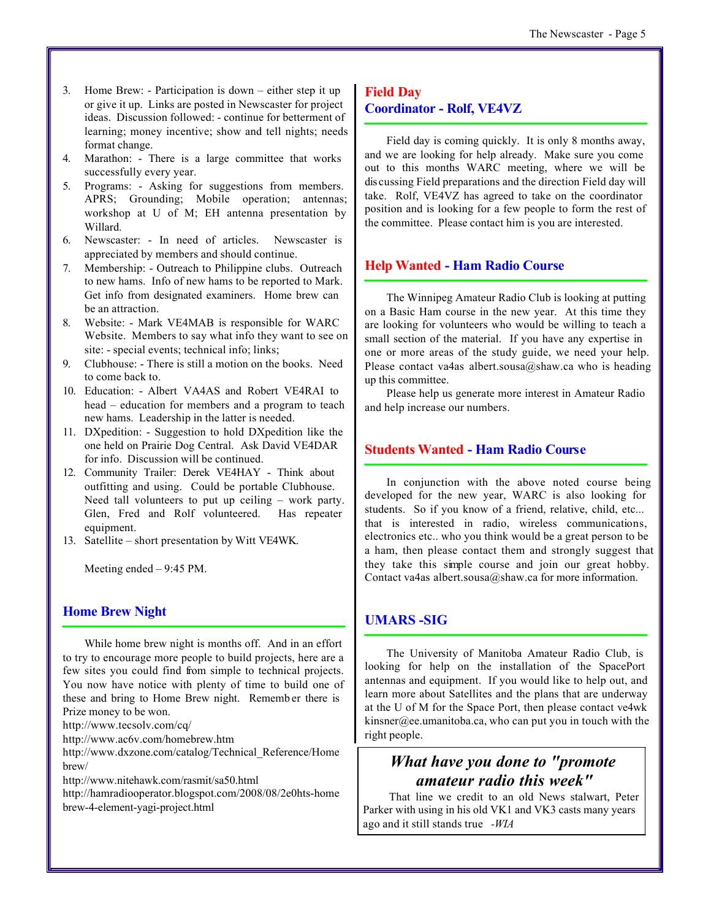3. Home Brew: - Participation is down – either step it up or give it up. Links are posted in Newscaster for project ideas. Discussion followed: - continue for betterment of learning; money incentive; show and tell nights; needs format change.
4. Marathon: - There is a large committee that works successfully every year.
5. Programs: - Asking for suggestions from members. APRS; Grounding; Mobile operation; antennas; workshop at U of M; EH antenna presentation by Willard.
6. Newscaster: - In need of articles. Newscaster is appreciated by members and should continue.
7. Membership: - Outreach to Philippine clubs. Outreach to new hams. Info of new hams to be reported to Mark. Get info from designated examiners. Home brew can be an attraction.
8. Website: - Mark VE4MAB is responsible for WARC Website. Members to say what info they want to see on site: - special events; technical info; links;
9. Clubhouse: - There is still a motion on the books. Need to come back to.
10. Education: - Albert VA4AS and Robert VE4RAI to head – education for members and a program to teach new hams. Leadership in the latter is needed.
11. DXpedition: - Suggestion to hold DXpedition like the one held on Prairie Dog Central. Ask David VE4DAR for info. Discussion will be continued.
12. Community Trailer: Derek VE4HAY - Think about outfitting and using. Could be portable Clubhouse. Need tall volunteers to put up ceiling – work party. Glen, Fred and Rolf volunteered. Has repeater equipment.
13. Satellite – short presentation by Witt VE4WK.

Meeting ended – 9:45 PM.

## Home Brew Night

While home brew night is months off. And in an effort to try to encourage more people to build projects, here are a few sites you could find from simple to technical projects. You now have notice with plenty of time to build one of these and bring to Home Brew night. Remember there is Prize money to be won.

http://www.tecsolv.com/cq/
http://www.ac6v.com/homebrew.htm
http://www.dxzone.com/catalog/Technical_Reference/Homebrew/
http://www.nitehawk.com/rasmit/sa50.html
http://hamradiooperator.blogspot.com/2008/08/2e0hts-homebrew-4-element-yagi-project.html

## Field Day
## Coordinator - Rolf, VE4VZ

Field day is coming quickly. It is only 8 months away, and we are looking for help already. Make sure you come out to this months WARC meeting, where we will be discussing Field preparations and the direction Field day will take. Rolf, VE4VZ has agreed to take on the coordinator position and is looking for a few people to form the rest of the committee. Please contact him is you are interested.

## Help Wanted - Ham Radio Course

The Winnipeg Amateur Radio Club is looking at putting on a Basic Ham course in the new year. At this time they are looking for volunteers who would be willing to teach a small section of the material. If you have any expertise in one or more areas of the study guide, we need your help. Please contact va4as albert.sousa@shaw.ca who is heading up this committee.

Please help us generate more interest in Amateur Radio and help increase our numbers.

## Students Wanted - Ham Radio Course

In conjunction with the above noted course being developed for the new year, WARC is also looking for students. So if you know of a friend, relative, child, etc... that is interested in radio, wireless communications, electronics etc.. who you think would be a great person to be a ham, then please contact them and strongly suggest that they take this simple course and join our great hobby. Contact va4as albert.sousa@shaw.ca for more information.

## UMARS -SIG

The University of Manitoba Amateur Radio Club, is looking for help on the installation of the SpacePort antennas and equipment. If you would like to help out, and learn more about Satellites and the plans that are underway at the U of M for the Space Port, then please contact ve4wk kinsner@ee.umanitoba.ca, who can put you in touch with the right people.

### *What have you done to "promote amateur radio this week"*

That line we credit to an old News stalwart, Peter Parker with using in his old VK1 and VK3 casts many years ago and it still stands true *-WIA*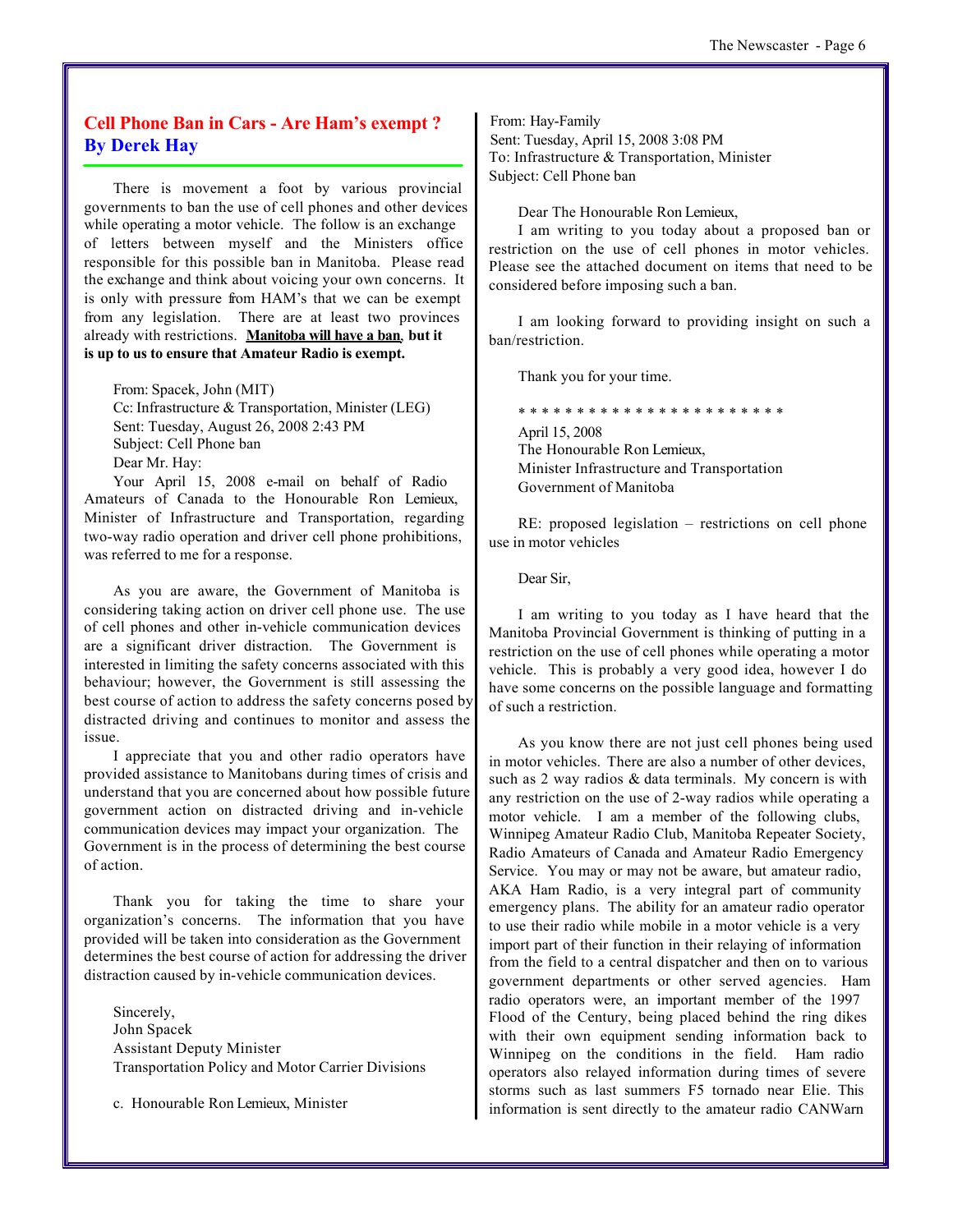## Cell Phone Ban in Cars - Are Ham's exempt ?
## By Derek Hay

There is movement a foot by various provincial governments to ban the use of cell phones and other devices while operating a motor vehicle. The follow is an exchange of letters between myself and the Ministers office responsible for this possible ban in Manitoba. Please read the exchange and think about voicing your own concerns. It is only with pressure from HAM's that we can be exempt from any legislation. There are at least two provinces already with restrictions. **<u>Manitoba will have a ban</u>, but it is up to us to ensure that Amateur Radio is exempt.**

From: Spacek, John (MIT)
Cc: Infrastructure & Transportation, Minister (LEG)
Sent: Tuesday, August 26, 2008 2:43 PM
Subject: Cell Phone ban
Dear Mr. Hay:

Your April 15, 2008 e-mail on behalf of Radio Amateurs of Canada to the Honourable Ron Lemieux, Minister of Infrastructure and Transportation, regarding two-way radio operation and driver cell phone prohibitions, was referred to me for a response.

As you are aware, the Government of Manitoba is considering taking action on driver cell phone use. The use of cell phones and other in-vehicle communication devices are a significant driver distraction. The Government is interested in limiting the safety concerns associated with this behaviour; however, the Government is still assessing the best course of action to address the safety concerns posed by distracted driving and continues to monitor and assess the issue.

I appreciate that you and other radio operators have provided assistance to Manitobans during times of crisis and understand that you are concerned about how possible future government action on distracted driving and in-vehicle communication devices may impact your organization. The Government is in the process of determining the best course of action.

Thank you for taking the time to share your organization's concerns. The information that you have provided will be taken into consideration as the Government determines the best course of action for addressing the driver distraction caused by in-vehicle communication devices.

Sincerely,
John Spacek
Assistant Deputy Minister
Transportation Policy and Motor Carrier Divisions

c. Honourable Ron Lemieux, Minister

From: Hay-Family
Sent: Tuesday, April 15, 2008 3:08 PM
To: Infrastructure & Transportation, Minister
Subject: Cell Phone ban

Dear The Honourable Ron Lemieux,

I am writing to you today about a proposed ban or restriction on the use of cell phones in motor vehicles. Please see the attached document on items that need to be considered before imposing such a ban.

I am looking forward to providing insight on such a ban/restriction.

Thank you for your time.

* * * * * * * * * * * * * * * * * * * * * * *

April 15, 2008
The Honourable Ron Lemieux,
Minister Infrastructure and Transportation
Government of Manitoba

RE: proposed legislation – restrictions on cell phone use in motor vehicles

Dear Sir,

I am writing to you today as I have heard that the Manitoba Provincial Government is thinking of putting in a restriction on the use of cell phones while operating a motor vehicle. This is probably a very good idea, however I do have some concerns on the possible language and formatting of such a restriction.

As you know there are not just cell phones being used in motor vehicles. There are also a number of other devices, such as 2 way radios & data terminals. My concern is with any restriction on the use of 2-way radios while operating a motor vehicle. I am a member of the following clubs, Winnipeg Amateur Radio Club, Manitoba Repeater Society, Radio Amateurs of Canada and Amateur Radio Emergency Service. You may or may not be aware, but amateur radio, AKA Ham Radio, is a very integral part of community emergency plans. The ability for an amateur radio operator to use their radio while mobile in a motor vehicle is a very import part of their function in their relaying of information from the field to a central dispatcher and then on to various government departments or other served agencies. Ham radio operators were, an important member of the 1997 Flood of the Century, being placed behind the ring dikes with their own equipment sending information back to Winnipeg on the conditions in the field. Ham radio operators also relayed information during times of severe storms such as last summers F5 tornado near Elie. This information is sent directly to the amateur radio CANWarn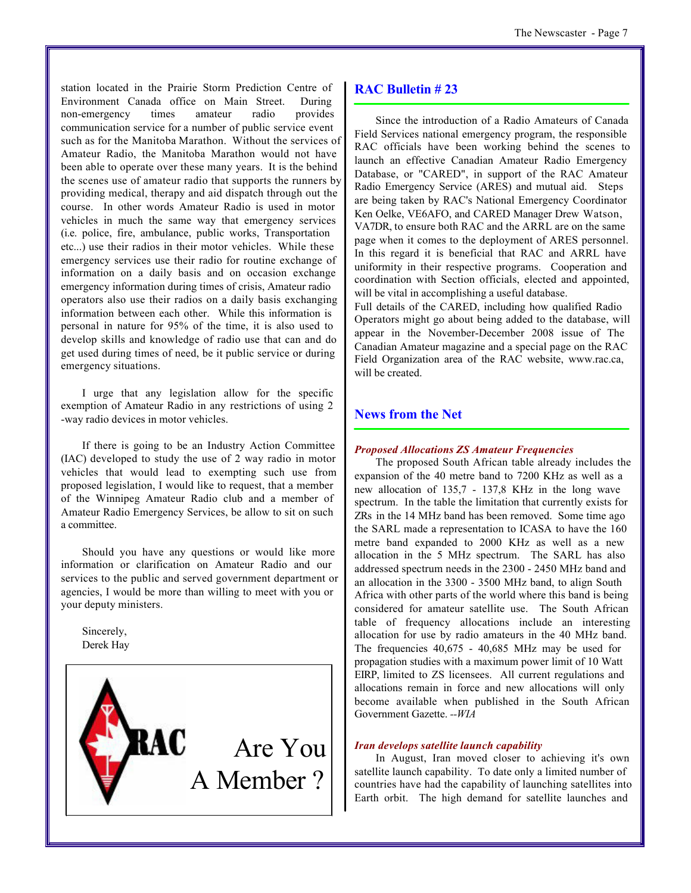station located in the Prairie Storm Prediction Centre of Environment Canada office on Main Street. During non-emergency times amateur radio provides communication service for a number of public service event such as for the Manitoba Marathon. Without the services of Amateur Radio, the Manitoba Marathon would not have been able to operate over these many years. It is the behind the scenes use of amateur radio that supports the runners by providing medical, therapy and aid dispatch through out the course. In other words Amateur Radio is used in motor vehicles in much the same way that emergency services (i.e. police, fire, ambulance, public works, Transportation etc...) use their radios in their motor vehicles. While these emergency services use their radio for routine exchange of information on a daily basis and on occasion exchange emergency information during times of crisis, Amateur radio operators also use their radios on a daily basis exchanging information between each other. While this information is personal in nature for 95% of the time, it is also used to develop skills and knowledge of radio use that can and do get used during times of need, be it public service or during emergency situations.

I urge that any legislation allow for the specific exemption of Amateur Radio in any restrictions of using 2 -way radio devices in motor vehicles.

If there is going to be an Industry Action Committee (IAC) developed to study the use of 2 way radio in motor vehicles that would lead to exempting such use from proposed legislation, I would like to request, that a member of the Winnipeg Amateur Radio club and a member of Amateur Radio Emergency Services, be allow to sit on such a committee.

Should you have any questions or would like more information or clarification on Amateur Radio and our services to the public and served government department or agencies, I would be more than willing to meet with you or your deputy ministers.

Sincerely,
Derek Hay

RAC

Are You A Member ?

## RAC Bulletin # 23

Since the introduction of a Radio Amateurs of Canada Field Services national emergency program, the responsible RAC officials have been working behind the scenes to launch an effective Canadian Amateur Radio Emergency Database, or "CARED", in support of the RAC Amateur Radio Emergency Service (ARES) and mutual aid. Steps are being taken by RAC's National Emergency Coordinator Ken Oelke, VE6AFO, and CARED Manager Drew Watson, VA7DR, to ensure both RAC and the ARRL are on the same page when it comes to the deployment of ARES personnel. In this regard it is beneficial that RAC and ARRL have uniformity in their respective programs. Cooperation and coordination with Section officials, elected and appointed, will be vital in accomplishing a useful database.

Full details of the CARED, including how qualified Radio Operators might go about being added to the database, will appear in the November-December 2008 issue of The Canadian Amateur magazine and a special page on the RAC Field Organization area of the RAC website, www.rac.ca, will be created.

## News from the Net

### *Proposed Allocations ZS Amateur Frequencies*

The proposed South African table already includes the expansion of the 40 metre band to 7200 KHz as well as a new allocation of 135,7 - 137,8 KHz in the long wave spectrum. In the table the limitation that currently exists for ZRs in the 14 MHz band has been removed. Some time ago the SARL made a representation to ICASA to have the 160 metre band expanded to 2000 KHz as well as a new allocation in the 5 MHz spectrum. The SARL has also addressed spectrum needs in the 2300 - 2450 MHz band and an allocation in the 3300 - 3500 MHz band, to align South Africa with other parts of the world where this band is being considered for amateur satellite use. The South African table of frequency allocations include an interesting allocation for use by radio amateurs in the 40 MHz band. The frequencies 40,675 - 40,685 MHz may be used for propagation studies with a maximum power limit of 10 Watt EIRP, limited to ZS licensees. All current regulations and allocations remain in force and new allocations will only become available when published in the South African Government Gazette. *--WIA*

### *Iran develops satellite launch capability*

In August, Iran moved closer to achieving it's own satellite launch capability. To date only a limited number of countries have had the capability of launching satellites into Earth orbit. The high demand for satellite launches and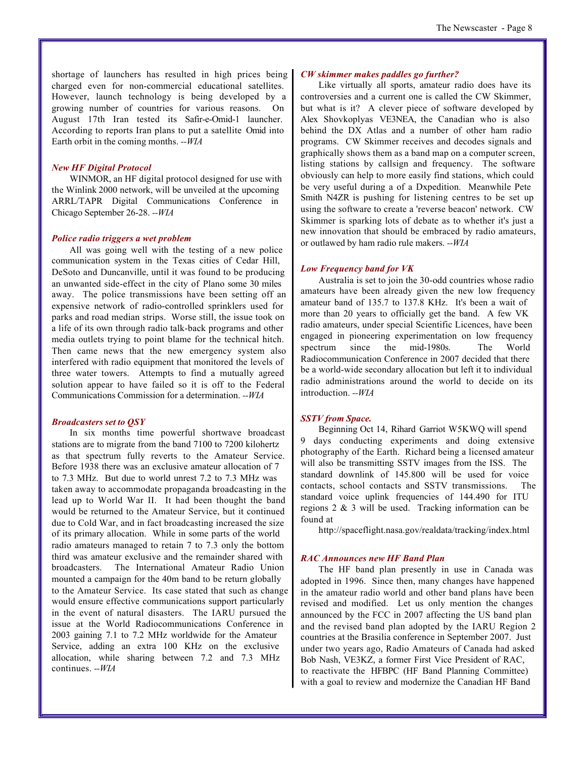shortage of launchers has resulted in high prices being charged even for non-commercial educational satellites. However, launch technology is being developed by a growing number of countries for various reasons. On August 17th Iran tested its Safir-e-Omid-1 launcher. According to reports Iran plans to put a satellite Omid into Earth orbit in the coming months. *--WIA*

### *New HF Digital Protocol*

WINMOR, an HF digital protocol designed for use with the Winlink 2000 network, will be unveiled at the upcoming ARRL/TAPR Digital Communications Conference in Chicago September 26-28. *--WIA*

### *Police radio triggers a wet problem*

All was going well with the testing of a new police communication system in the Texas cities of Cedar Hill, DeSoto and Duncanville, until it was found to be producing an unwanted side-effect in the city of Plano some 30 miles away. The police transmissions have been setting off an expensive network of radio-controlled sprinklers used for parks and road median strips. Worse still, the issue took on a life of its own through radio talk-back programs and other media outlets trying to point blame for the technical hitch. Then came news that the new emergency system also interfered with radio equipment that monitored the levels of three water towers. Attempts to find a mutually agreed solution appear to have failed so it is off to the Federal Communications Commission for a determination. *--WIA*

### *Broadcasters set to QSY*

In six months time powerful shortwave broadcast stations are to migrate from the band 7100 to 7200 kilohertz as that spectrum fully reverts to the Amateur Service. Before 1938 there was an exclusive amateur allocation of 7 to 7.3 MHz. But due to world unrest 7.2 to 7.3 MHz was taken away to accommodate propaganda broadcasting in the lead up to World War II. It had been thought the band would be returned to the Amateur Service, but it continued due to Cold War, and in fact broadcasting increased the size of its primary allocation. While in some parts of the world radio amateurs managed to retain 7 to 7.3 only the bottom third was amateur exclusive and the remainder shared with broadcasters. The International Amateur Radio Union mounted a campaign for the 40m band to be return globally to the Amateur Service. Its case stated that such as change would ensure effective communications support particularly in the event of natural disasters. The IARU pursued the issue at the World Radiocommunications Conference in 2003 gaining 7.1 to 7.2 MHz worldwide for the Amateur Service, adding an extra 100 KHz on the exclusive allocation, while sharing between 7.2 and 7.3 MHz continues. *--WIA*

### *CW skimmer makes paddles go further?*

Like virtually all sports, amateur radio does have its controversies and a current one is called the CW Skimmer, but what is it? A clever piece of software developed by Alex Shovkoplyas VE3NEA, the Canadian who is also behind the DX Atlas and a number of other ham radio programs. CW Skimmer receives and decodes signals and graphically shows them as a band map on a computer screen, listing stations by callsign and frequency. The software obviously can help to more easily find stations, which could be very useful during a of a Dxpedition. Meanwhile Pete Smith N4ZR is pushing for listening centres to be set up using the software to create a 'reverse beacon' network. CW Skimmer is sparking lots of debate as to whether it's just a new innovation that should be embraced by radio amateurs, or outlawed by ham radio rule makers. *--WIA*

### *Low Frequency band for VK*

Australia is set to join the 30-odd countries whose radio amateurs have been already given the new low frequency amateur band of 135.7 to 137.8 KHz. It's been a wait of more than 20 years to officially get the band. A few VK radio amateurs, under special Scientific Licences, have been engaged in pioneering experimentation on low frequency spectrum since the mid-1980s. The World Radiocommunication Conference in 2007 decided that there be a world-wide secondary allocation but left it to individual radio administrations around the world to decide on its introduction. *--WIA*

### *SSTV from Space.*

Beginning Oct 14, Rihard Garriot W5KWQ will spend 9 days conducting experiments and doing extensive photography of the Earth. Richard being a licensed amateur will also be transmitting SSTV images from the ISS. The standard downlink of 145.800 will be used for voice contacts, school contacts and SSTV transmissions. The standard voice uplink frequencies of 144.490 for ITU regions 2 & 3 will be used. Tracking information can be found at

http://spaceflight.nasa.gov/realdata/tracking/index.html

### *RAC Announces new HF Band Plan*

The HF band plan presently in use in Canada was adopted in 1996. Since then, many changes have happened in the amateur radio world and other band plans have been revised and modified. Let us only mention the changes announced by the FCC in 2007 affecting the US band plan and the revised band plan adopted by the IARU Region 2 countries at the Brasilia conference in September 2007. Just under two years ago, Radio Amateurs of Canada had asked Bob Nash, VE3KZ, a former First Vice President of RAC, to reactivate the HFBPC (HF Band Planning Committee) with a goal to review and modernize the Canadian HF Band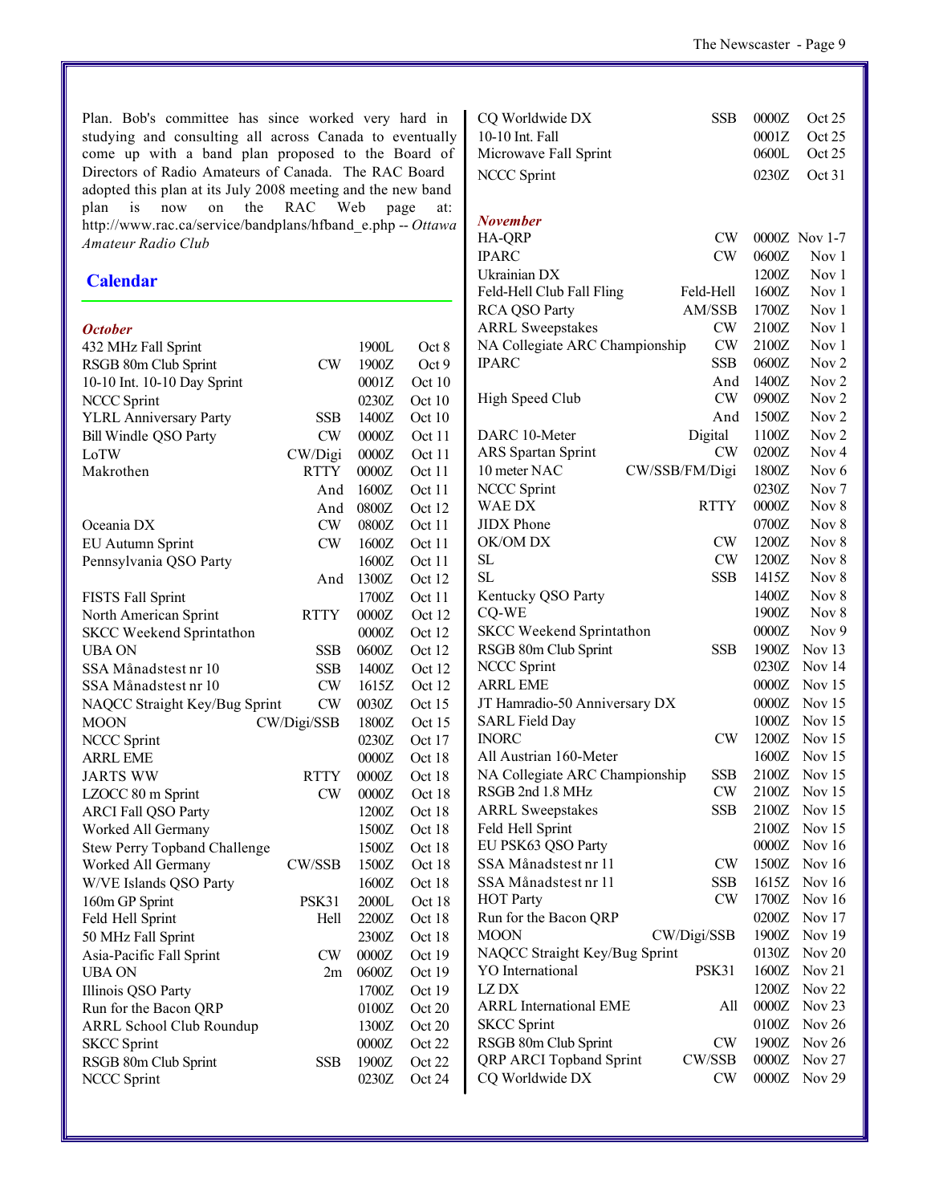Plan. Bob's committee has since worked very hard in studying and consulting all across Canada to eventually come up with a band plan proposed to the Board of Directors of Radio Amateurs of Canada. The RAC Board adopted this plan at its July 2008 meeting and the new band plan is now on the RAC Web page at: http://www.rac.ca/service/bandplans/hfband_e.php -- *Ottawa Amateur Radio Club*

## Calendar

***October***

| Contest | Mode | Time | Date |
|---|---|---|---|
| 432 MHz Fall Sprint | | 1900L | Oct 8 |
| RSGB 80m Club Sprint | CW | 1900Z | Oct 9 |
| 10-10 Int. 10-10 Day Sprint | | 0001Z | Oct 10 |
| NCCC Sprint | | 0230Z | Oct 10 |
| YLRL Anniversary Party | SSB | 1400Z | Oct 10 |
| Bill Windle QSO Party | CW | 0000Z | Oct 11 |
| LoTW | CW/Digi | 0000Z | Oct 11 |
| Makrothen | RTTY | 0000Z | Oct 11 |
| | And | 1600Z | Oct 11 |
| | And | 0800Z | Oct 12 |
| Oceania DX | CW | 0800Z | Oct 11 |
| EU Autumn Sprint | CW | 1600Z | Oct 11 |
| Pennsylvania QSO Party | | 1600Z | Oct 11 |
| | And | 1300Z | Oct 12 |
| FISTS Fall Sprint | | 1700Z | Oct 11 |
| North American Sprint | RTTY | 0000Z | Oct 12 |
| SKCC Weekend Sprintathon | | 0000Z | Oct 12 |
| UBA ON | SSB | 0600Z | Oct 12 |
| SSA Månadstest nr 10 | SSB | 1400Z | Oct 12 |
| SSA Månadstest nr 10 | CW | 1615Z | Oct 12 |
| NAQCC Straight Key/Bug Sprint | CW | 0030Z | Oct 15 |
| MOON | CW/Digi/SSB | 1800Z | Oct 15 |
| NCCC Sprint | | 0230Z | Oct 17 |
| ARRL EME | | 0000Z | Oct 18 |
| JARTS WW | RTTY | 0000Z | Oct 18 |
| LZOCC 80 m Sprint | CW | 0000Z | Oct 18 |
| ARCI Fall QSO Party | | 1200Z | Oct 18 |
| Worked All Germany | | 1500Z | Oct 18 |
| Stew Perry Topband Challenge | | 1500Z | Oct 18 |
| Worked All Germany | CW/SSB | 1500Z | Oct 18 |
| W/VE Islands QSO Party | | 1600Z | Oct 18 |
| 160m GP Sprint | PSK31 | 2000L | Oct 18 |
| Feld Hell Sprint | Hell | 2200Z | Oct 18 |
| 50 MHz Fall Sprint | | 2300Z | Oct 18 |
| Asia-Pacific Fall Sprint | CW | 0000Z | Oct 19 |
| UBA ON | 2m | 0600Z | Oct 19 |
| Illinois QSO Party | | 1700Z | Oct 19 |
| Run for the Bacon QRP | | 0100Z | Oct 20 |
| ARRL School Club Roundup | | 1300Z | Oct 20 |
| SKCC Sprint | | 0000Z | Oct 22 |
| RSGB 80m Club Sprint | SSB | 1900Z | Oct 22 |
| NCCC Sprint | | 0230Z | Oct 24 |
| CQ Worldwide DX | SSB | 0000Z | Oct 25 |
| 10-10 Int. Fall | | 0001Z | Oct 25 |
| Microwave Fall Sprint | | 0600L | Oct 25 |
| NCCC Sprint | | 0230Z | Oct 31 |

***November***

| Contest | Mode | Time | Date |
|---|---|---|---|
| HA-QRP | CW | 0000Z | Nov 1-7 |
| IPARC | CW | 0600Z | Nov 1 |
| Ukrainian DX | | 1200Z | Nov 1 |
| Feld-Hell Club Fall Fling | Feld-Hell | 1600Z | Nov 1 |
| RCA QSO Party | AM/SSB | 1700Z | Nov 1 |
| ARRL Sweepstakes | CW | 2100Z | Nov 1 |
| NA Collegiate ARC Championship | CW | 2100Z | Nov 1 |
| IPARC | SSB | 0600Z | Nov 2 |
| | And | 1400Z | Nov 2 |
| High Speed Club | CW | 0900Z | Nov 2 |
| | And | 1500Z | Nov 2 |
| DARC 10-Meter | Digital | 1100Z | Nov 2 |
| ARS Spartan Sprint | CW | 0200Z | Nov 4 |
| 10 meter NAC | CW/SSB/FM/Digi | 1800Z | Nov 6 |
| NCCC Sprint | | 0230Z | Nov 7 |
| WAE DX | RTTY | 0000Z | Nov 8 |
| JIDX Phone | | 0700Z | Nov 8 |
| OK/OM DX | CW | 1200Z | Nov 8 |
| SL | CW | 1200Z | Nov 8 |
| SL | SSB | 1415Z | Nov 8 |
| Kentucky QSO Party | | 1400Z | Nov 8 |
| CQ-WE | | 1900Z | Nov 8 |
| SKCC Weekend Sprintathon | | 0000Z | Nov 9 |
| RSGB 80m Club Sprint | SSB | 1900Z | Nov 13 |
| NCCC Sprint | | 0230Z | Nov 14 |
| ARRL EME | | 0000Z | Nov 15 |
| JT Hamradio-50 Anniversary DX | | 0000Z | Nov 15 |
| SARL Field Day | | 1000Z | Nov 15 |
| INORC | CW | 1200Z | Nov 15 |
| All Austrian 160-Meter | | 1600Z | Nov 15 |
| NA Collegiate ARC Championship | SSB | 2100Z | Nov 15 |
| RSGB 2nd 1.8 MHz | CW | 2100Z | Nov 15 |
| ARRL Sweepstakes | SSB | 2100Z | Nov 15 |
| Feld Hell Sprint | | 2100Z | Nov 15 |
| EU PSK63 QSO Party | | 0000Z | Nov 16 |
| SSA Månadstest nr 11 | CW | 1500Z | Nov 16 |
| SSA Månadstest nr 11 | SSB | 1615Z | Nov 16 |
| HOT Party | CW | 1700Z | Nov 16 |
| Run for the Bacon QRP | | 0200Z | Nov 17 |
| MOON | CW/Digi/SSB | 1900Z | Nov 19 |
| NAQCC Straight Key/Bug Sprint | | 0130Z | Nov 20 |
| YO International | PSK31 | 1600Z | Nov 21 |
| LZ DX | | 1200Z | Nov 22 |
| ARRL International EME | All | 0000Z | Nov 23 |
| SKCC Sprint | | 0100Z | Nov 26 |
| RSGB 80m Club Sprint | CW | 1900Z | Nov 26 |
| QRP ARCI Topband Sprint | CW/SSB | 0000Z | Nov 27 |
| CQ Worldwide DX | CW | 0000Z | Nov 29 |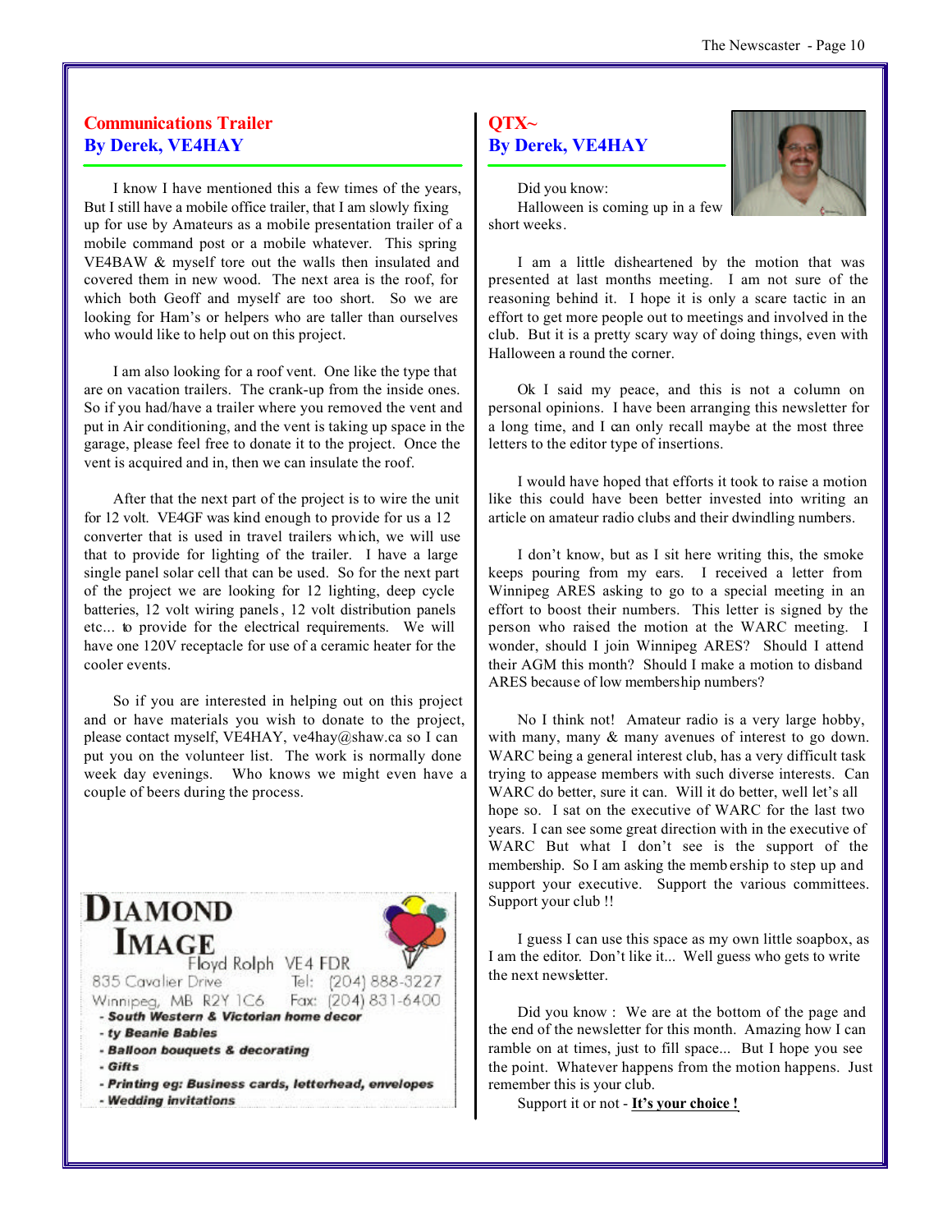## Communications Trailer
## By Derek, VE4HAY

I know I have mentioned this a few times of the years, But I still have a mobile office trailer, that I am slowly fixing up for use by Amateurs as a mobile presentation trailer of a mobile command post or a mobile whatever. This spring VE4BAW & myself tore out the walls then insulated and covered them in new wood. The next area is the roof, for which both Geoff and myself are too short. So we are looking for Ham's or helpers who are taller than ourselves who would like to help out on this project.

I am also looking for a roof vent. One like the type that are on vacation trailers. The crank-up from the inside ones. So if you had/have a trailer where you removed the vent and put in Air conditioning, and the vent is taking up space in the garage, please feel free to donate it to the project. Once the vent is acquired and in, then we can insulate the roof.

After that the next part of the project is to wire the unit for 12 volt. VE4GF was kind enough to provide for us a 12 converter that is used in travel trailers which, we will use that to provide for lighting of the trailer. I have a large single panel solar cell that can be used. So for the next part of the project we are looking for 12 lighting, deep cycle batteries, 12 volt wiring panels, 12 volt distribution panels etc... to provide for the electrical requirements. We will have one 120V receptacle for use of a ceramic heater for the cooler events.

So if you are interested in helping out on this project and or have materials you wish to donate to the project, please contact myself, VE4HAY, ve4hay@shaw.ca so I can put you on the volunteer list. The work is normally done week day evenings. Who knows we might even have a couple of beers during the process.

**DIAMOND IMAGE**
Floyd Rolph VE4 FDR
835 Cavalier Drive
Winnipeg, MB R2Y 1C6
Tel: (204) 888-3227
Fax: (204) 831-6400

- ***South Western & Victorian home decor***
- ***ty Beanie Babies***
- ***Balloon bouquets & decorating***
- ***Gifts***
- ***Printing eg: Business cards, letterhead, envelopes***
- ***Wedding invitations***

## QTX~
## By Derek, VE4HAY

Did you know:

Halloween is coming up in a few short weeks.

I am a little disheartened by the motion that was presented at last months meeting. I am not sure of the reasoning behind it. I hope it is only a scare tactic in an effort to get more people out to meetings and involved in the club. But it is a pretty scary way of doing things, even with Halloween a round the corner.

Ok I said my peace, and this is not a column on personal opinions. I have been arranging this newsletter for a long time, and I can only recall maybe at the most three letters to the editor type of insertions.

I would have hoped that efforts it took to raise a motion like this could have been better invested into writing an article on amateur radio clubs and their dwindling numbers.

I don't know, but as I sit here writing this, the smoke keeps pouring from my ears. I received a letter from Winnipeg ARES asking to go to a special meeting in an effort to boost their numbers. This letter is signed by the person who raised the motion at the WARC meeting. I wonder, should I join Winnipeg ARES? Should I attend their AGM this month? Should I make a motion to disband ARES because of low membership numbers?

No I think not! Amateur radio is a very large hobby, with many, many & many avenues of interest to go down. WARC being a general interest club, has a very difficult task trying to appease members with such diverse interests. Can WARC do better, sure it can. Will it do better, well let's all hope so. I sat on the executive of WARC for the last two years. I can see some great direction with in the executive of WARC But what I don't see is the support of the membership. So I am asking the membership to step up and support your executive. Support the various committees. Support your club !!

I guess I can use this space as my own little soapbox, as I am the editor. Don't like it... Well guess who gets to write the next newsletter.

Did you know : We are at the bottom of the page and the end of the newsletter for this month. Amazing how I can ramble on at times, just to fill space... But I hope you see the point. Whatever happens from the motion happens. Just remember this is your club.

Support it or not - **<u>It's your choice !</u>**